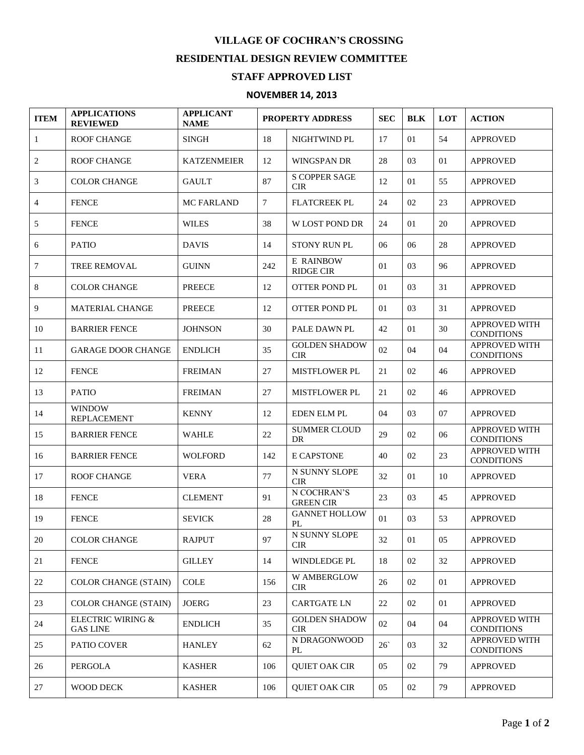# VILLAGE OF COCHRAN'S CROSSING

## RESIDENTIAL DESIGN REVIEW COMMITTEE

## STAFF APPROVED LIST

### NOVEMBER 14, 2013

| ITEM | APPLICATIONS REVIEWED | APPLICANT NAME | PROPERTY ADDRESS | | SEC | BLK | LOT | ACTION |
|---|---|---|---|---|---|---|---|---|
| 1 | ROOF CHANGE | SINGH | 18 | NIGHTWIND PL | 17 | 01 | 54 | APPROVED |
| 2 | ROOF CHANGE | KATZENMEIER | 12 | WINGSPAN DR | 28 | 03 | 01 | APPROVED |
| 3 | COLOR CHANGE | GAULT | 87 | S COPPER SAGE CIR | 12 | 01 | 55 | APPROVED |
| 4 | FENCE | MC FARLAND | 7 | FLATCREEK PL | 24 | 02 | 23 | APPROVED |
| 5 | FENCE | WILES | 38 | W LOST POND DR | 24 | 01 | 20 | APPROVED |
| 6 | PATIO | DAVIS | 14 | STONY RUN PL | 06 | 06 | 28 | APPROVED |
| 7 | TREE REMOVAL | GUINN | 242 | E RAINBOW RIDGE CIR | 01 | 03 | 96 | APPROVED |
| 8 | COLOR CHANGE | PREECE | 12 | OTTER POND PL | 01 | 03 | 31 | APPROVED |
| 9 | MATERIAL CHANGE | PREECE | 12 | OTTER POND PL | 01 | 03 | 31 | APPROVED |
| 10 | BARRIER FENCE | JOHNSON | 30 | PALE DAWN PL | 42 | 01 | 30 | APPROVED WITH CONDITIONS |
| 11 | GARAGE DOOR CHANGE | ENDLICH | 35 | GOLDEN SHADOW CIR | 02 | 04 | 04 | APPROVED WITH CONDITIONS |
| 12 | FENCE | FREIMAN | 27 | MISTFLOWER PL | 21 | 02 | 46 | APPROVED |
| 13 | PATIO | FREIMAN | 27 | MISTFLOWER PL | 21 | 02 | 46 | APPROVED |
| 14 | WINDOW REPLACEMENT | KENNY | 12 | EDEN ELM PL | 04 | 03 | 07 | APPROVED |
| 15 | BARRIER FENCE | WAHLE | 22 | SUMMER CLOUD DR | 29 | 02 | 06 | APPROVED WITH CONDITIONS |
| 16 | BARRIER FENCE | WOLFORD | 142 | E CAPSTONE | 40 | 02 | 23 | APPROVED WITH CONDITIONS |
| 17 | ROOF CHANGE | VERA | 77 | N SUNNY SLOPE CIR | 32 | 01 | 10 | APPROVED |
| 18 | FENCE | CLEMENT | 91 | N COCHRAN'S GREEN CIR | 23 | 03 | 45 | APPROVED |
| 19 | FENCE | SEVICK | 28 | GANNET HOLLOW PL | 01 | 03 | 53 | APPROVED |
| 20 | COLOR CHANGE | RAJPUT | 97 | N SUNNY SLOPE CIR | 32 | 01 | 05 | APPROVED |
| 21 | FENCE | GILLEY | 14 | WINDLEDGE PL | 18 | 02 | 32 | APPROVED |
| 22 | COLOR CHANGE (STAIN) | COLE | 156 | W AMBERGLOW CIR | 26 | 02 | 01 | APPROVED |
| 23 | COLOR CHANGE (STAIN) | JOERG | 23 | CARTGATE LN | 22 | 02 | 01 | APPROVED |
| 24 | ELECTRIC WIRING & GAS LINE | ENDLICH | 35 | GOLDEN SHADOW CIR | 02 | 04 | 04 | APPROVED WITH CONDITIONS |
| 25 | PATIO COVER | HANLEY | 62 | N DRAGONWOOD PL | 26` | 03 | 32 | APPROVED WITH CONDITIONS |
| 26 | PERGOLA | KASHER | 106 | QUIET OAK CIR | 05 | 02 | 79 | APPROVED |
| 27 | WOOD DECK | KASHER | 106 | QUIET OAK CIR | 05 | 02 | 79 | APPROVED |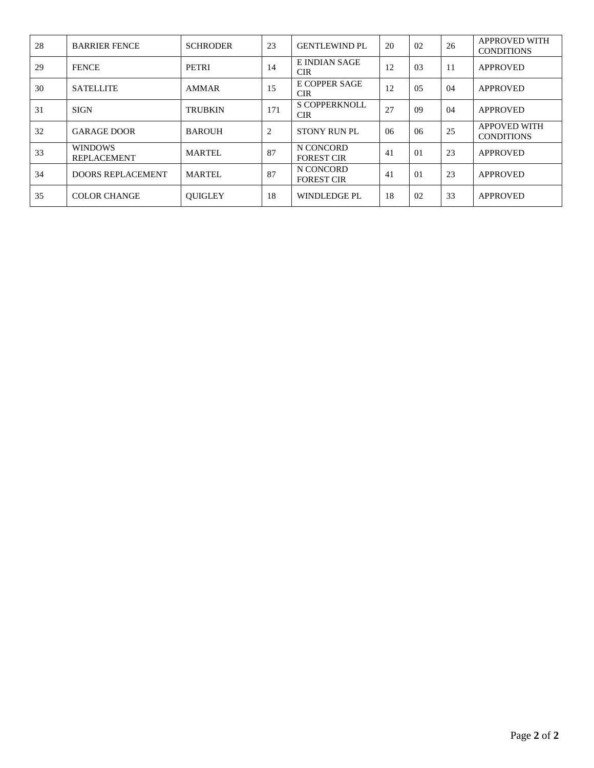| | | | | | | | | |
|---|---|---|---|---|---|---|---|---|
| 28 | BARRIER FENCE | SCHRODER | 23 | GENTLEWIND PL | 20 | 02 | 26 | APPROVED WITH CONDITIONS |
| 29 | FENCE | PETRI | 14 | E INDIAN SAGE CIR | 12 | 03 | 11 | APPROVED |
| 30 | SATELLITE | AMMAR | 15 | E COPPER SAGE CIR | 12 | 05 | 04 | APPROVED |
| 31 | SIGN | TRUBKIN | 171 | S COPPERKNOLL CIR | 27 | 09 | 04 | APPROVED |
| 32 | GARAGE DOOR | BAROUH | 2 | STONY RUN PL | 06 | 06 | 25 | APPOVED WITH CONDITIONS |
| 33 | WINDOWS REPLACEMENT | MARTEL | 87 | N CONCORD FOREST CIR | 41 | 01 | 23 | APPROVED |
| 34 | DOORS REPLACEMENT | MARTEL | 87 | N CONCORD FOREST CIR | 41 | 01 | 23 | APPROVED |
| 35 | COLOR CHANGE | QUIGLEY | 18 | WINDLEDGE PL | 18 | 02 | 33 | APPROVED |